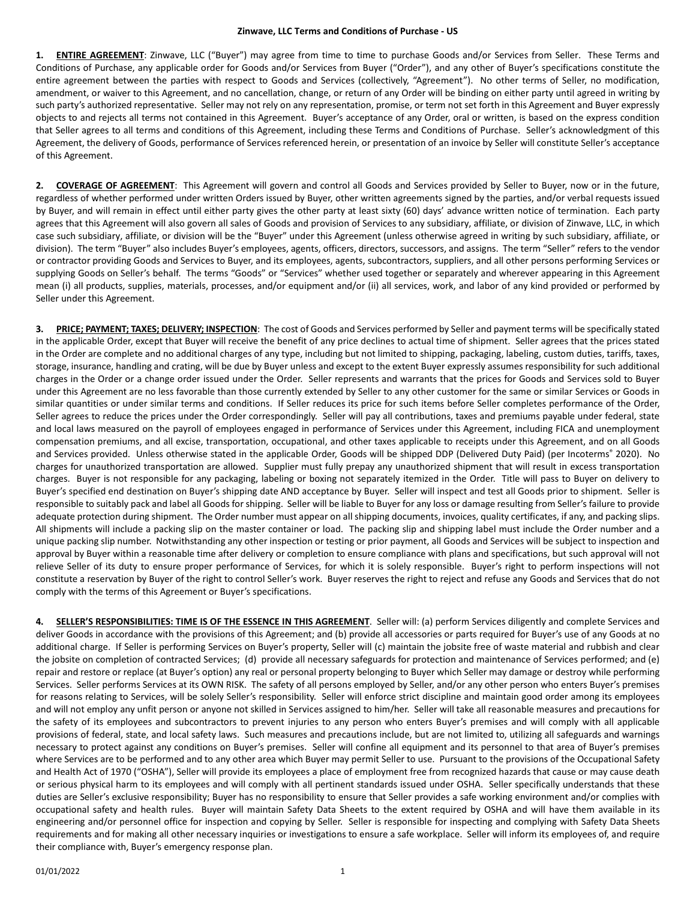# Zinwave, LLC Terms and Conditions of Purchase - US

**1. ENTIRE AGREEMENT**: Zinwave, LLC ("Buyer") may agree from time to time to purchase Goods and/or Services from Seller. These Terms and Conditions of Purchase, any applicable order for Goods and/or Services from Buyer ("Order"), and any other of Buyer's specifications constitute the entire agreement between the parties with respect to Goods and Services (collectively, "Agreement"). No other terms of Seller, no modification, amendment, or waiver to this Agreement, and no cancellation, change, or return of any Order will be binding on either party until agreed in writing by such party's authorized representative. Seller may not rely on any representation, promise, or term not set forth in this Agreement and Buyer expressly objects to and rejects all terms not contained in this Agreement. Buyer's acceptance of any Order, oral or written, is based on the express condition that Seller agrees to all terms and conditions of this Agreement, including these Terms and Conditions of Purchase. Seller's acknowledgment of this Agreement, the delivery of Goods, performance of Services referenced herein, or presentation of an invoice by Seller will constitute Seller's acceptance of this Agreement.

**2. COVERAGE OF AGREEMENT**: This Agreement will govern and control all Goods and Services provided by Seller to Buyer, now or in the future, regardless of whether performed under written Orders issued by Buyer, other written agreements signed by the parties, and/or verbal requests issued by Buyer, and will remain in effect until either party gives the other party at least sixty (60) days' advance written notice of termination. Each party agrees that this Agreement will also govern all sales of Goods and provision of Services to any subsidiary, affiliate, or division of Zinwave, LLC, in which case such subsidiary, affiliate, or division will be the "Buyer" under this Agreement (unless otherwise agreed in writing by such subsidiary, affiliate, or division). The term "Buyer" also includes Buyer's employees, agents, officers, directors, successors, and assigns. The term "Seller" refers to the vendor or contractor providing Goods and Services to Buyer, and its employees, agents, subcontractors, suppliers, and all other persons performing Services or supplying Goods on Seller's behalf. The terms "Goods" or "Services" whether used together or separately and wherever appearing in this Agreement mean (i) all products, supplies, materials, processes, and/or equipment and/or (ii) all services, work, and labor of any kind provided or performed by Seller under this Agreement.

**3. PRICE; PAYMENT; TAXES; DELIVERY; INSPECTION**: The cost of Goods and Services performed by Seller and payment terms will be specifically stated in the applicable Order, except that Buyer will receive the benefit of any price declines to actual time of shipment. Seller agrees that the prices stated in the Order are complete and no additional charges of any type, including but not limited to shipping, packaging, labeling, custom duties, tariffs, taxes, storage, insurance, handling and crating, will be due by Buyer unless and except to the extent Buyer expressly assumes responsibility for such additional charges in the Order or a change order issued under the Order. Seller represents and warrants that the prices for Goods and Services sold to Buyer under this Agreement are no less favorable than those currently extended by Seller to any other customer for the same or similar Services or Goods in similar quantities or under similar terms and conditions. If Seller reduces its price for such items before Seller completes performance of the Order, Seller agrees to reduce the prices under the Order correspondingly. Seller will pay all contributions, taxes and premiums payable under federal, state and local laws measured on the payroll of employees engaged in performance of Services under this Agreement, including FICA and unemployment compensation premiums, and all excise, transportation, occupational, and other taxes applicable to receipts under this Agreement, and on all Goods and Services provided. Unless otherwise stated in the applicable Order, Goods will be shipped DDP (Delivered Duty Paid) (per Incoterms® 2020). No charges for unauthorized transportation are allowed. Supplier must fully prepay any unauthorized shipment that will result in excess transportation charges. Buyer is not responsible for any packaging, labeling or boxing not separately itemized in the Order. Title will pass to Buyer on delivery to Buyer's specified end destination on Buyer's shipping date AND acceptance by Buyer. Seller will inspect and test all Goods prior to shipment. Seller is responsible to suitably pack and label all Goods for shipping. Seller will be liable to Buyer for any loss or damage resulting from Seller's failure to provide adequate protection during shipment. The Order number must appear on all shipping documents, invoices, quality certificates, if any, and packing slips. All shipments will include a packing slip on the master container or load. The packing slip and shipping label must include the Order number and a unique packing slip number. Notwithstanding any other inspection or testing or prior payment, all Goods and Services will be subject to inspection and approval by Buyer within a reasonable time after delivery or completion to ensure compliance with plans and specifications, but such approval will not relieve Seller of its duty to ensure proper performance of Services, for which it is solely responsible. Buyer's right to perform inspections will not constitute a reservation by Buyer of the right to control Seller's work. Buyer reserves the right to reject and refuse any Goods and Services that do not comply with the terms of this Agreement or Buyer's specifications.

**4. SELLER'S RESPONSIBILITIES: TIME IS OF THE ESSENCE IN THIS AGREEMENT**. Seller will: (a) perform Services diligently and complete Services and deliver Goods in accordance with the provisions of this Agreement; and (b) provide all accessories or parts required for Buyer's use of any Goods at no additional charge. If Seller is performing Services on Buyer's property, Seller will (c) maintain the jobsite free of waste material and rubbish and clear the jobsite on completion of contracted Services; (d) provide all necessary safeguards for protection and maintenance of Services performed; and (e) repair and restore or replace (at Buyer's option) any real or personal property belonging to Buyer which Seller may damage or destroy while performing Services. Seller performs Services at its OWN RISK. The safety of all persons employed by Seller, and/or any other person who enters Buyer's premises for reasons relating to Services, will be solely Seller's responsibility. Seller will enforce strict discipline and maintain good order among its employees and will not employ any unfit person or anyone not skilled in Services assigned to him/her. Seller will take all reasonable measures and precautions for the safety of its employees and subcontractors to prevent injuries to any person who enters Buyer's premises and will comply with all applicable provisions of federal, state, and local safety laws. Such measures and precautions include, but are not limited to, utilizing all safeguards and warnings necessary to protect against any conditions on Buyer's premises. Seller will confine all equipment and its personnel to that area of Buyer's premises where Services are to be performed and to any other area which Buyer may permit Seller to use. Pursuant to the provisions of the Occupational Safety and Health Act of 1970 ("OSHA"), Seller will provide its employees a place of employment free from recognized hazards that cause or may cause death or serious physical harm to its employees and will comply with all pertinent standards issued under OSHA. Seller specifically understands that these duties are Seller's exclusive responsibility; Buyer has no responsibility to ensure that Seller provides a safe working environment and/or complies with occupational safety and health rules. Buyer will maintain Safety Data Sheets to the extent required by OSHA and will have them available in its engineering and/or personnel office for inspection and copying by Seller. Seller is responsible for inspecting and complying with Safety Data Sheets requirements and for making all other necessary inquiries or investigations to ensure a safe workplace. Seller will inform its employees of, and require their compliance with, Buyer's emergency response plan.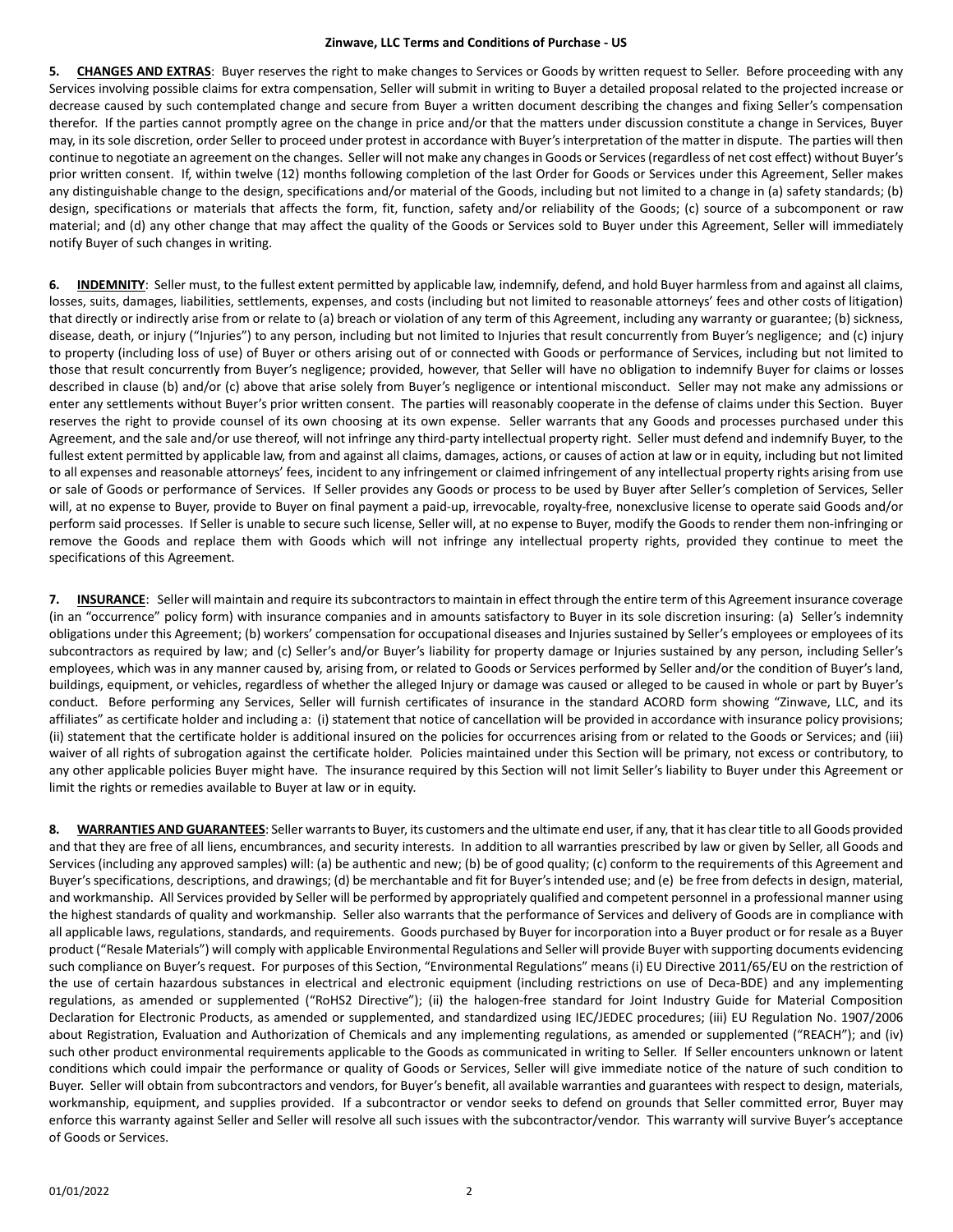**5. CHANGES AND EXTRAS**: Buyer reserves the right to make changes to Services or Goods by written request to Seller. Before proceeding with any Services involving possible claims for extra compensation, Seller will submit in writing to Buyer a detailed proposal related to the projected increase or decrease caused by such contemplated change and secure from Buyer a written document describing the changes and fixing Seller's compensation therefor. If the parties cannot promptly agree on the change in price and/or that the matters under discussion constitute a change in Services, Buyer may, in its sole discretion, order Seller to proceed under protest in accordance with Buyer's interpretation of the matter in dispute. The parties will then continue to negotiate an agreement on the changes. Seller will not make any changes in Goods or Services (regardless of net cost effect) without Buyer's prior written consent. If, within twelve (12) months following completion of the last Order for Goods or Services under this Agreement, Seller makes any distinguishable change to the design, specifications and/or material of the Goods, including but not limited to a change in (a) safety standards; (b) design, specifications or materials that affects the form, fit, function, safety and/or reliability of the Goods; (c) source of a subcomponent or raw material; and (d) any other change that may affect the quality of the Goods or Services sold to Buyer under this Agreement, Seller will immediately notify Buyer of such changes in writing.

**6. INDEMNITY**: Seller must, to the fullest extent permitted by applicable law, indemnify, defend, and hold Buyer harmless from and against all claims, losses, suits, damages, liabilities, settlements, expenses, and costs (including but not limited to reasonable attorneys' fees and other costs of litigation) that directly or indirectly arise from or relate to (a) breach or violation of any term of this Agreement, including any warranty or guarantee; (b) sickness, disease, death, or injury ("Injuries") to any person, including but not limited to Injuries that result concurrently from Buyer's negligence; and (c) injury to property (including loss of use) of Buyer or others arising out of or connected with Goods or performance of Services, including but not limited to those that result concurrently from Buyer's negligence; provided, however, that Seller will have no obligation to indemnify Buyer for claims or losses described in clause (b) and/or (c) above that arise solely from Buyer's negligence or intentional misconduct. Seller may not make any admissions or enter any settlements without Buyer's prior written consent. The parties will reasonably cooperate in the defense of claims under this Section. Buyer reserves the right to provide counsel of its own choosing at its own expense. Seller warrants that any Goods and processes purchased under this Agreement, and the sale and/or use thereof, will not infringe any third-party intellectual property right. Seller must defend and indemnify Buyer, to the fullest extent permitted by applicable law, from and against all claims, damages, actions, or causes of action at law or in equity, including but not limited to all expenses and reasonable attorneys' fees, incident to any infringement or claimed infringement of any intellectual property rights arising from use or sale of Goods or performance of Services. If Seller provides any Goods or process to be used by Buyer after Seller's completion of Services, Seller will, at no expense to Buyer, provide to Buyer on final payment a paid-up, irrevocable, royalty-free, nonexclusive license to operate said Goods and/or perform said processes. If Seller is unable to secure such license, Seller will, at no expense to Buyer, modify the Goods to render them non-infringing or remove the Goods and replace them with Goods which will not infringe any intellectual property rights, provided they continue to meet the specifications of this Agreement.

**7. INSURANCE**: Seller will maintain and require its subcontractors to maintain in effect through the entire term of this Agreement insurance coverage (in an "occurrence" policy form) with insurance companies and in amounts satisfactory to Buyer in its sole discretion insuring: (a) Seller's indemnity obligations under this Agreement; (b) workers' compensation for occupational diseases and Injuries sustained by Seller's employees or employees of its subcontractors as required by law; and (c) Seller's and/or Buyer's liability for property damage or Injuries sustained by any person, including Seller's employees, which was in any manner caused by, arising from, or related to Goods or Services performed by Seller and/or the condition of Buyer's land, buildings, equipment, or vehicles, regardless of whether the alleged Injury or damage was caused or alleged to be caused in whole or part by Buyer's conduct. Before performing any Services, Seller will furnish certificates of insurance in the standard ACORD form showing "Zinwave, LLC, and its affiliates" as certificate holder and including a: (i) statement that notice of cancellation will be provided in accordance with insurance policy provisions; (ii) statement that the certificate holder is additional insured on the policies for occurrences arising from or related to the Goods or Services; and (iii) waiver of all rights of subrogation against the certificate holder. Policies maintained under this Section will be primary, not excess or contributory, to any other applicable policies Buyer might have. The insurance required by this Section will not limit Seller's liability to Buyer under this Agreement or limit the rights or remedies available to Buyer at law or in equity.

**8. WARRANTIES AND GUARANTEES**: Seller warrants to Buyer, its customers and the ultimate end user, if any, that it has clear title to all Goods provided and that they are free of all liens, encumbrances, and security interests. In addition to all warranties prescribed by law or given by Seller, all Goods and Services (including any approved samples) will: (a) be authentic and new; (b) be of good quality; (c) conform to the requirements of this Agreement and Buyer's specifications, descriptions, and drawings; (d) be merchantable and fit for Buyer's intended use; and (e) be free from defects in design, material, and workmanship. All Services provided by Seller will be performed by appropriately qualified and competent personnel in a professional manner using the highest standards of quality and workmanship. Seller also warrants that the performance of Services and delivery of Goods are in compliance with all applicable laws, regulations, standards, and requirements. Goods purchased by Buyer for incorporation into a Buyer product or for resale as a Buyer product ("Resale Materials") will comply with applicable Environmental Regulations and Seller will provide Buyer with supporting documents evidencing such compliance on Buyer's request. For purposes of this Section, "Environmental Regulations" means (i) EU Directive 2011/65/EU on the restriction of the use of certain hazardous substances in electrical and electronic equipment (including restrictions on use of Deca-BDE) and any implementing regulations, as amended or supplemented ("RoHS2 Directive"); (ii) the halogen-free standard for Joint Industry Guide for Material Composition Declaration for Electronic Products, as amended or supplemented, and standardized using IEC/JEDEC procedures; (iii) EU Regulation No. 1907/2006 about Registration, Evaluation and Authorization of Chemicals and any implementing regulations, as amended or supplemented ("REACH"); and (iv) such other product environmental requirements applicable to the Goods as communicated in writing to Seller. If Seller encounters unknown or latent conditions which could impair the performance or quality of Goods or Services, Seller will give immediate notice of the nature of such condition to Buyer. Seller will obtain from subcontractors and vendors, for Buyer's benefit, all available warranties and guarantees with respect to design, material, workmanship, equipment, and supplies provided. If a subcontractor or vendor seeks to defend on grounds that Seller committed error, Buyer may enforce this warranty against Seller and Seller will resolve all such issues with the subcontractor/vendor. This warranty will survive Buyer's acceptance of Goods or Services.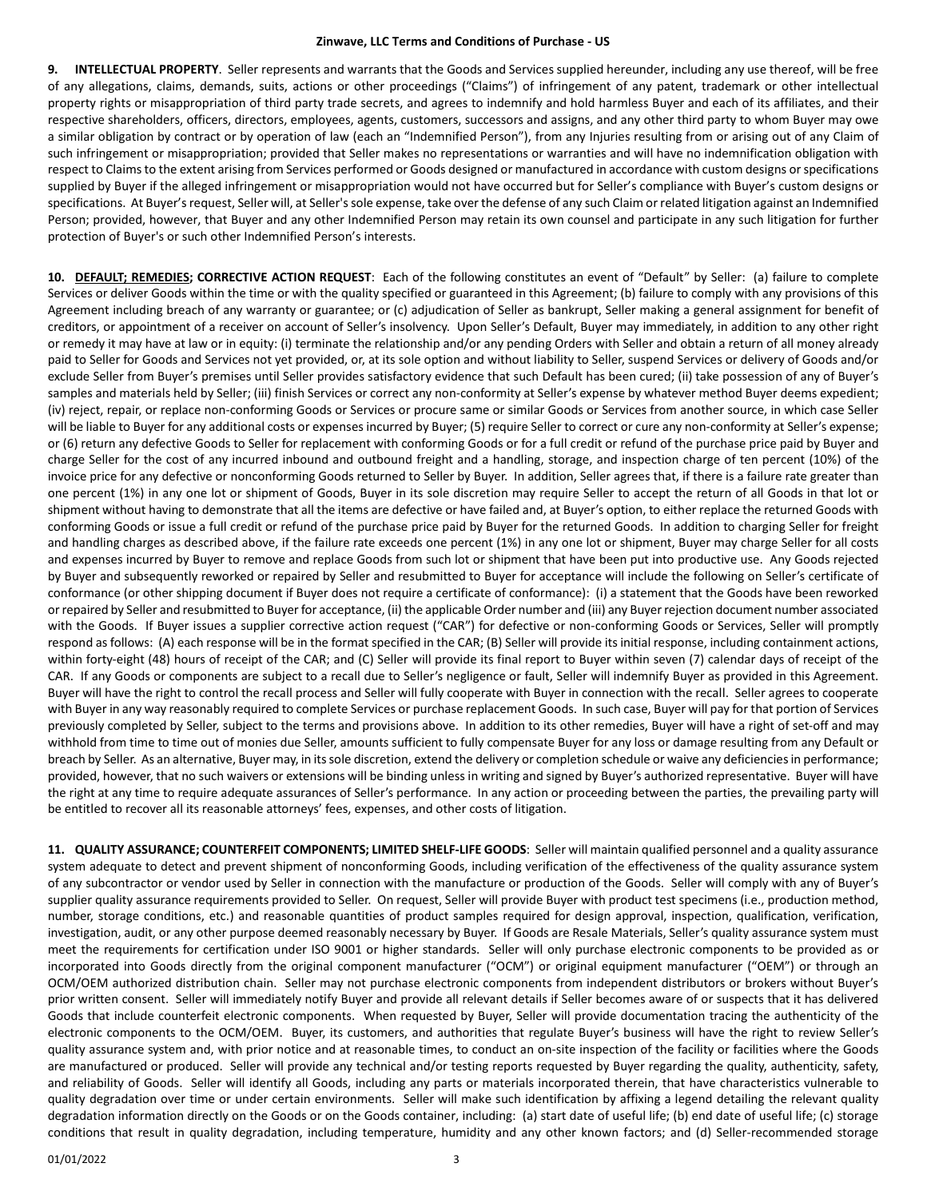**9. INTELLECTUAL PROPERTY**. Seller represents and warrants that the Goods and Services supplied hereunder, including any use thereof, will be free of any allegations, claims, demands, suits, actions or other proceedings ("Claims") of infringement of any patent, trademark or other intellectual property rights or misappropriation of third party trade secrets, and agrees to indemnify and hold harmless Buyer and each of its affiliates, and their respective shareholders, officers, directors, employees, agents, customers, successors and assigns, and any other third party to whom Buyer may owe a similar obligation by contract or by operation of law (each an "Indemnified Person"), from any Injuries resulting from or arising out of any Claim of such infringement or misappropriation; provided that Seller makes no representations or warranties and will have no indemnification obligation with respect to Claims to the extent arising from Services performed or Goods designed or manufactured in accordance with custom designs or specifications supplied by Buyer if the alleged infringement or misappropriation would not have occurred but for Seller's compliance with Buyer's custom designs or specifications. At Buyer's request, Seller will, at Seller's sole expense, take over the defense of any such Claim or related litigation against an Indemnified Person; provided, however, that Buyer and any other Indemnified Person may retain its own counsel and participate in any such litigation for further protection of Buyer's or such other Indemnified Person's interests.

**10. <u>DEFAULT; REMEDIES</u>; CORRECTIVE ACTION REQUEST**: Each of the following constitutes an event of "Default" by Seller: (a) failure to complete Services or deliver Goods within the time or with the quality specified or guaranteed in this Agreement; (b) failure to comply with any provisions of this Agreement including breach of any warranty or guarantee; or (c) adjudication of Seller as bankrupt, Seller making a general assignment for benefit of creditors, or appointment of a receiver on account of Seller's insolvency. Upon Seller's Default, Buyer may immediately, in addition to any other right or remedy it may have at law or in equity: (i) terminate the relationship and/or any pending Orders with Seller and obtain a return of all money already paid to Seller for Goods and Services not yet provided, or, at its sole option and without liability to Seller, suspend Services or delivery of Goods and/or exclude Seller from Buyer's premises until Seller provides satisfactory evidence that such Default has been cured; (ii) take possession of any of Buyer's samples and materials held by Seller; (iii) finish Services or correct any non-conformity at Seller's expense by whatever method Buyer deems expedient; (iv) reject, repair, or replace non-conforming Goods or Services or procure same or similar Goods or Services from another source, in which case Seller will be liable to Buyer for any additional costs or expenses incurred by Buyer; (5) require Seller to correct or cure any non-conformity at Seller's expense; or (6) return any defective Goods to Seller for replacement with conforming Goods or for a full credit or refund of the purchase price paid by Buyer and charge Seller for the cost of any incurred inbound and outbound freight and a handling, storage, and inspection charge of ten percent (10%) of the invoice price for any defective or nonconforming Goods returned to Seller by Buyer. In addition, Seller agrees that, if there is a failure rate greater than one percent (1%) in any one lot or shipment of Goods, Buyer in its sole discretion may require Seller to accept the return of all Goods in that lot or shipment without having to demonstrate that all the items are defective or have failed and, at Buyer's option, to either replace the returned Goods with conforming Goods or issue a full credit or refund of the purchase price paid by Buyer for the returned Goods. In addition to charging Seller for freight and handling charges as described above, if the failure rate exceeds one percent (1%) in any one lot or shipment, Buyer may charge Seller for all costs and expenses incurred by Buyer to remove and replace Goods from such lot or shipment that have been put into productive use. Any Goods rejected by Buyer and subsequently reworked or repaired by Seller and resubmitted to Buyer for acceptance will include the following on Seller's certificate of conformance (or other shipping document if Buyer does not require a certificate of conformance): (i) a statement that the Goods have been reworked or repaired by Seller and resubmitted to Buyer for acceptance, (ii) the applicable Order number and (iii) any Buyer rejection document number associated with the Goods. If Buyer issues a supplier corrective action request ("CAR") for defective or non-conforming Goods or Services, Seller will promptly respond as follows: (A) each response will be in the format specified in the CAR; (B) Seller will provide its initial response, including containment actions, within forty-eight (48) hours of receipt of the CAR; and (C) Seller will provide its final report to Buyer within seven (7) calendar days of receipt of the CAR. If any Goods or components are subject to a recall due to Seller's negligence or fault, Seller will indemnify Buyer as provided in this Agreement. Buyer will have the right to control the recall process and Seller will fully cooperate with Buyer in connection with the recall. Seller agrees to cooperate with Buyer in any way reasonably required to complete Services or purchase replacement Goods. In such case, Buyer will pay for that portion of Services previously completed by Seller, subject to the terms and provisions above. In addition to its other remedies, Buyer will have a right of set-off and may withhold from time to time out of monies due Seller, amounts sufficient to fully compensate Buyer for any loss or damage resulting from any Default or breach by Seller. As an alternative, Buyer may, in its sole discretion, extend the delivery or completion schedule or waive any deficiencies in performance; provided, however, that no such waivers or extensions will be binding unless in writing and signed by Buyer's authorized representative. Buyer will have the right at any time to require adequate assurances of Seller's performance. In any action or proceeding between the parties, the prevailing party will be entitled to recover all its reasonable attorneys' fees, expenses, and other costs of litigation.

**11. QUALITY ASSURANCE; COUNTERFEIT COMPONENTS; LIMITED SHELF-LIFE GOODS**: Seller will maintain qualified personnel and a quality assurance system adequate to detect and prevent shipment of nonconforming Goods, including verification of the effectiveness of the quality assurance system of any subcontractor or vendor used by Seller in connection with the manufacture or production of the Goods. Seller will comply with any of Buyer's supplier quality assurance requirements provided to Seller. On request, Seller will provide Buyer with product test specimens (i.e., production method, number, storage conditions, etc.) and reasonable quantities of product samples required for design approval, inspection, qualification, verification, investigation, audit, or any other purpose deemed reasonably necessary by Buyer. If Goods are Resale Materials, Seller's quality assurance system must meet the requirements for certification under ISO 9001 or higher standards. Seller will only purchase electronic components to be provided as or incorporated into Goods directly from the original component manufacturer ("OCM") or original equipment manufacturer ("OEM") or through an OCM/OEM authorized distribution chain. Seller may not purchase electronic components from independent distributors or brokers without Buyer's prior written consent. Seller will immediately notify Buyer and provide all relevant details if Seller becomes aware of or suspects that it has delivered Goods that include counterfeit electronic components. When requested by Buyer, Seller will provide documentation tracing the authenticity of the electronic components to the OCM/OEM. Buyer, its customers, and authorities that regulate Buyer's business will have the right to review Seller's quality assurance system and, with prior notice and at reasonable times, to conduct an on-site inspection of the facility or facilities where the Goods are manufactured or produced. Seller will provide any technical and/or testing reports requested by Buyer regarding the quality, authenticity, safety, and reliability of Goods. Seller will identify all Goods, including any parts or materials incorporated therein, that have characteristics vulnerable to quality degradation over time or under certain environments. Seller will make such identification by affixing a legend detailing the relevant quality degradation information directly on the Goods or on the Goods container, including: (a) start date of useful life; (b) end date of useful life; (c) storage conditions that result in quality degradation, including temperature, humidity and any other known factors; and (d) Seller-recommended storage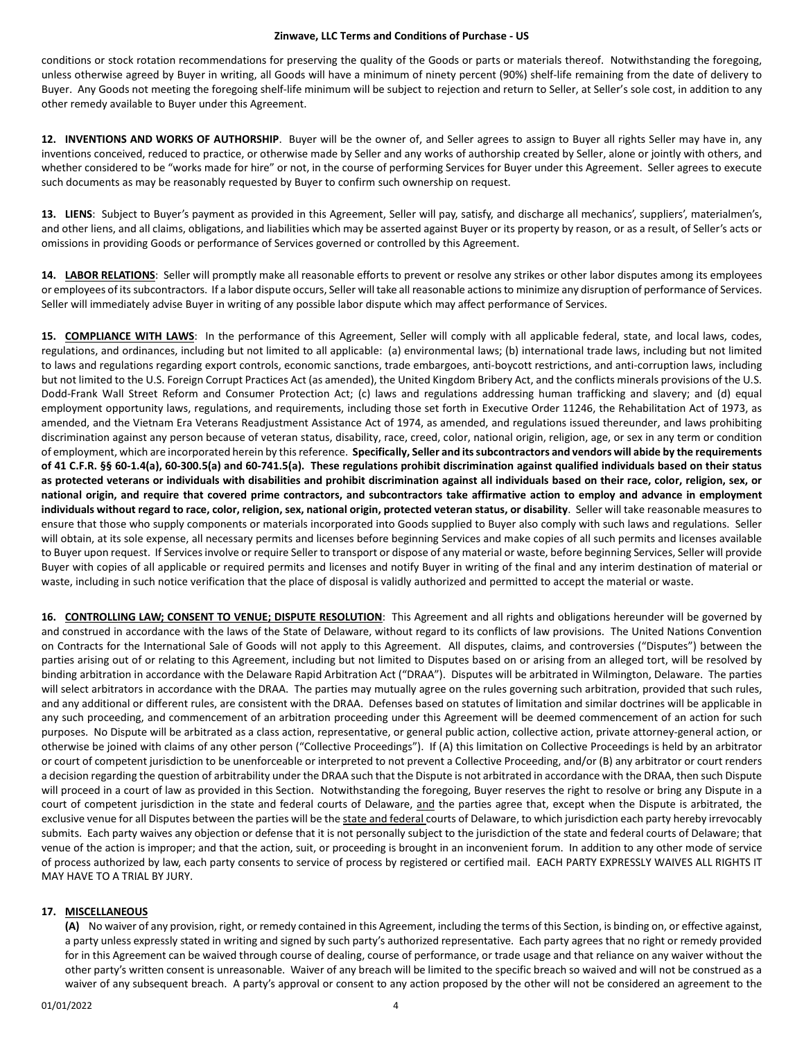conditions or stock rotation recommendations for preserving the quality of the Goods or parts or materials thereof. Notwithstanding the foregoing, unless otherwise agreed by Buyer in writing, all Goods will have a minimum of ninety percent (90%) shelf-life remaining from the date of delivery to Buyer. Any Goods not meeting the foregoing shelf-life minimum will be subject to rejection and return to Seller, at Seller's sole cost, in addition to any other remedy available to Buyer under this Agreement.

**12. INVENTIONS AND WORKS OF AUTHORSHIP**. Buyer will be the owner of, and Seller agrees to assign to Buyer all rights Seller may have in, any inventions conceived, reduced to practice, or otherwise made by Seller and any works of authorship created by Seller, alone or jointly with others, and whether considered to be "works made for hire" or not, in the course of performing Services for Buyer under this Agreement. Seller agrees to execute such documents as may be reasonably requested by Buyer to confirm such ownership on request.

**13. LIENS**: Subject to Buyer's payment as provided in this Agreement, Seller will pay, satisfy, and discharge all mechanics', suppliers', materialmen's, and other liens, and all claims, obligations, and liabilities which may be asserted against Buyer or its property by reason, or as a result, of Seller's acts or omissions in providing Goods or performance of Services governed or controlled by this Agreement.

**14. LABOR RELATIONS**: Seller will promptly make all reasonable efforts to prevent or resolve any strikes or other labor disputes among its employees or employees of its subcontractors. If a labor dispute occurs, Seller will take all reasonable actions to minimize any disruption of performance of Services. Seller will immediately advise Buyer in writing of any possible labor dispute which may affect performance of Services.

**15. COMPLIANCE WITH LAWS**: In the performance of this Agreement, Seller will comply with all applicable federal, state, and local laws, codes, regulations, and ordinances, including but not limited to all applicable: (a) environmental laws; (b) international trade laws, including but not limited to laws and regulations regarding export controls, economic sanctions, trade embargoes, anti-boycott restrictions, and anti-corruption laws, including but not limited to the U.S. Foreign Corrupt Practices Act (as amended), the United Kingdom Bribery Act, and the conflicts minerals provisions of the U.S. Dodd-Frank Wall Street Reform and Consumer Protection Act; (c) laws and regulations addressing human trafficking and slavery; and (d) equal employment opportunity laws, regulations, and requirements, including those set forth in Executive Order 11246, the Rehabilitation Act of 1973, as amended, and the Vietnam Era Veterans Readjustment Assistance Act of 1974, as amended, and regulations issued thereunder, and laws prohibiting discrimination against any person because of veteran status, disability, race, creed, color, national origin, religion, age, or sex in any term or condition of employment, which are incorporated herein by this reference. **Specifically, Seller and its subcontractors and vendors will abide by the requirements of 41 C.F.R. §§ 60-1.4(a), 60-300.5(a) and 60-741.5(a). These regulations prohibit discrimination against qualified individuals based on their status as protected veterans or individuals with disabilities and prohibit discrimination against all individuals based on their race, color, religion, sex, or national origin, and require that covered prime contractors, and subcontractors take affirmative action to employ and advance in employment individuals without regard to race, color, religion, sex, national origin, protected veteran status, or disability**. Seller will take reasonable measures to ensure that those who supply components or materials incorporated into Goods supplied to Buyer also comply with such laws and regulations. Seller will obtain, at its sole expense, all necessary permits and licenses before beginning Services and make copies of all such permits and licenses available to Buyer upon request. If Services involve or require Seller to transport or dispose of any material or waste, before beginning Services, Seller will provide Buyer with copies of all applicable or required permits and licenses and notify Buyer in writing of the final and any interim destination of material or waste, including in such notice verification that the place of disposal is validly authorized and permitted to accept the material or waste.

**16. CONTROLLING LAW; CONSENT TO VENUE; DISPUTE RESOLUTION**: This Agreement and all rights and obligations hereunder will be governed by and construed in accordance with the laws of the State of Delaware, without regard to its conflicts of law provisions. The United Nations Convention on Contracts for the International Sale of Goods will not apply to this Agreement. All disputes, claims, and controversies ("Disputes") between the parties arising out of or relating to this Agreement, including but not limited to Disputes based on or arising from an alleged tort, will be resolved by binding arbitration in accordance with the Delaware Rapid Arbitration Act ("DRAA"). Disputes will be arbitrated in Wilmington, Delaware. The parties will select arbitrators in accordance with the DRAA. The parties may mutually agree on the rules governing such arbitration, provided that such rules, and any additional or different rules, are consistent with the DRAA. Defenses based on statutes of limitation and similar doctrines will be applicable in any such proceeding, and commencement of an arbitration proceeding under this Agreement will be deemed commencement of an action for such purposes. No Dispute will be arbitrated as a class action, representative, or general public action, collective action, private attorney-general action, or otherwise be joined with claims of any other person ("Collective Proceedings"). If (A) this limitation on Collective Proceedings is held by an arbitrator or court of competent jurisdiction to be unenforceable or interpreted to not prevent a Collective Proceeding, and/or (B) any arbitrator or court renders a decision regarding the question of arbitrability under the DRAA such that the Dispute is not arbitrated in accordance with the DRAA, then such Dispute will proceed in a court of law as provided in this Section. Notwithstanding the foregoing, Buyer reserves the right to resolve or bring any Dispute in a court of competent jurisdiction in the state and federal courts of Delaware, and the parties agree that, except when the Dispute is arbitrated, the exclusive venue for all Disputes between the parties will be the state and federal courts of Delaware, to which jurisdiction each party hereby irrevocably submits. Each party waives any objection or defense that it is not personally subject to the jurisdiction of the state and federal courts of Delaware; that venue of the action is improper; and that the action, suit, or proceeding is brought in an inconvenient forum. In addition to any other mode of service of process authorized by law, each party consents to service of process by registered or certified mail. EACH PARTY EXPRESSLY WAIVES ALL RIGHTS IT MAY HAVE TO A TRIAL BY JURY.

**17. MISCELLANEOUS**

**(A)** No waiver of any provision, right, or remedy contained in this Agreement, including the terms of this Section, is binding on, or effective against, a party unless expressly stated in writing and signed by such party's authorized representative. Each party agrees that no right or remedy provided for in this Agreement can be waived through course of dealing, course of performance, or trade usage and that reliance on any waiver without the other party's written consent is unreasonable. Waiver of any breach will be limited to the specific breach so waived and will not be construed as a waiver of any subsequent breach. A party's approval or consent to any action proposed by the other will not be considered an agreement to the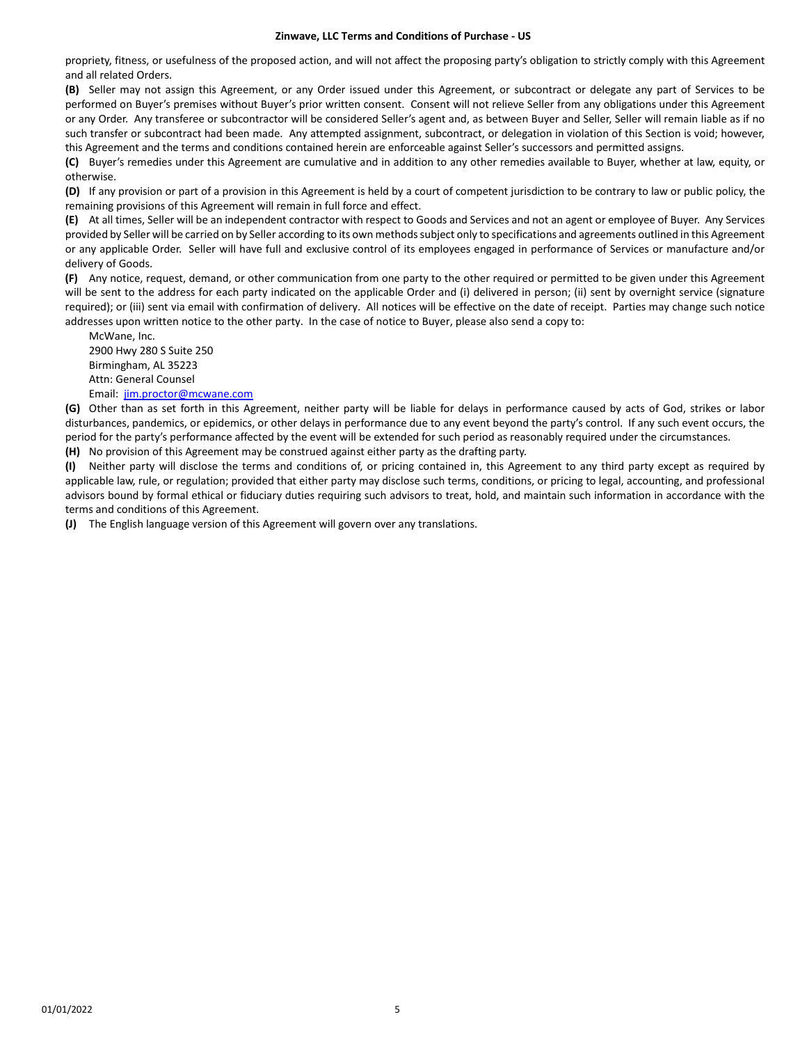propriety, fitness, or usefulness of the proposed action, and will not affect the proposing party's obligation to strictly comply with this Agreement and all related Orders.

**(B)** Seller may not assign this Agreement, or any Order issued under this Agreement, or subcontract or delegate any part of Services to be performed on Buyer's premises without Buyer's prior written consent. Consent will not relieve Seller from any obligations under this Agreement or any Order. Any transferee or subcontractor will be considered Seller's agent and, as between Buyer and Seller, Seller will remain liable as if no such transfer or subcontract had been made. Any attempted assignment, subcontract, or delegation in violation of this Section is void; however, this Agreement and the terms and conditions contained herein are enforceable against Seller's successors and permitted assigns.

**(C)** Buyer's remedies under this Agreement are cumulative and in addition to any other remedies available to Buyer, whether at law, equity, or otherwise.

**(D)** If any provision or part of a provision in this Agreement is held by a court of competent jurisdiction to be contrary to law or public policy, the remaining provisions of this Agreement will remain in full force and effect.

**(E)** At all times, Seller will be an independent contractor with respect to Goods and Services and not an agent or employee of Buyer. Any Services provided by Seller will be carried on by Seller according to its own methods subject only to specifications and agreements outlined in this Agreement or any applicable Order. Seller will have full and exclusive control of its employees engaged in performance of Services or manufacture and/or delivery of Goods.

**(F)** Any notice, request, demand, or other communication from one party to the other required or permitted to be given under this Agreement will be sent to the address for each party indicated on the applicable Order and (i) delivered in person; (ii) sent by overnight service (signature required); or (iii) sent via email with confirmation of delivery. All notices will be effective on the date of receipt. Parties may change such notice addresses upon written notice to the other party. In the case of notice to Buyer, please also send a copy to:

McWane, Inc.
2900 Hwy 280 S Suite 250
Birmingham, AL 35223
Attn: General Counsel
Email: jim.proctor@mcwane.com

**(G)** Other than as set forth in this Agreement, neither party will be liable for delays in performance caused by acts of God, strikes or labor disturbances, pandemics, or epidemics, or other delays in performance due to any event beyond the party's control. If any such event occurs, the period for the party's performance affected by the event will be extended for such period as reasonably required under the circumstances.

**(H)** No provision of this Agreement may be construed against either party as the drafting party.

**(I)** Neither party will disclose the terms and conditions of, or pricing contained in, this Agreement to any third party except as required by applicable law, rule, or regulation; provided that either party may disclose such terms, conditions, or pricing to legal, accounting, and professional advisors bound by formal ethical or fiduciary duties requiring such advisors to treat, hold, and maintain such information in accordance with the terms and conditions of this Agreement.

**(J)** The English language version of this Agreement will govern over any translations.